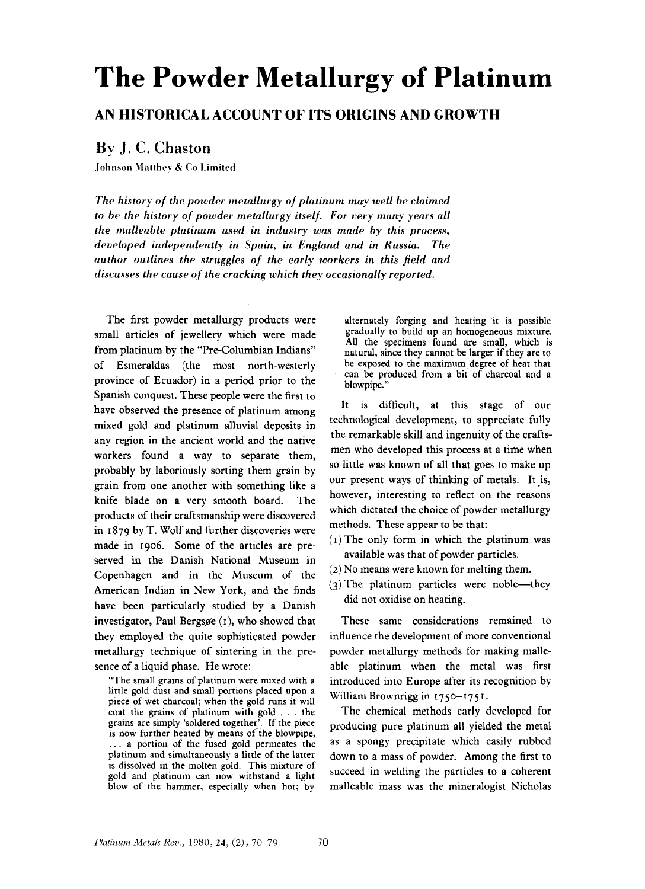# The Powder Metallurgy of Platinum

## AN HISTORICAL ACCOUNT OF ITS ORIGINS AND GROWTH

### By J. C. Chaston

Johnson Matthey & Co Limited

*The history of the powder metallurgy of platinum may well be claimed to be the history of powder metallurgy itself. For very many years all the malleable platinum used in industry was made by this process, developed independently in Spain, in England and in Russia. The author outlines the struggles of the early workers in this field and discusses the cause of the cracking which they occasionally reported.*

The first powder metallurgy products were small articles of jewellery which were made from platinum by the "Pre-Columbian Indians" of Esmeraldas (the most north-westerly province of Ecuador) in a period prior to the Spanish conquest. These people were the first to have observed the presence of platinum among mixed gold and platinum alluvial deposits in any region in the ancient world and the native workers found a way to separate them, probably by laboriously sorting them grain by grain from one another with something like a knife blade on a very smooth board. The products of their craftsmanship were discovered in 1879 by T. Wolf and further discoveries were made in 1906. Some of the articles are preserved in the Danish National Museum in Copenhagen and in the Museum of the American Indian in New York, and the finds have been particularly studied by a Danish investigator, Paul Bergsøe (1), who showed that they employed the quite sophisticated powder metallurgy technique of sintering in the presence of a liquid phase. He wrote:

> "The small grains of platinum were mixed with a little gold dust and small portions placed upon a piece of wet charcoal; when the gold runs it will coat the grains of platinum with gold . . . the grains are simply 'soldered together'. If the piece is now further heated by means of the blowpipe, . . . a portion of the fused gold permeates the platinum and simultaneously a little of the latter is dissolved in the molten gold. This mixture of gold and platinum can now withstand a light blow of the hammer, especially when hot; by alternately forging and heating it is possible gradually to build up an homogeneous mixture. All the specimens found are small, which is natural, since they cannot be larger if they are to be exposed to the maximum degree of heat that can be produced from a bit of charcoal and a blowpipe."

It is difficult, at this stage of our technological development, to appreciate fully the remarkable skill and ingenuity of the craftsmen who developed this process at a time when so little was known of all that goes to make up our present ways of thinking of metals. It is, however, interesting to reflect on the reasons which dictated the choice of powder metallurgy methods. These appear to be that:

(1) The only form in which the platinum was available was that of powder particles.

(2) No means were known for melting them.

(3) The platinum particles were noble—they did not oxidise on heating.

These same considerations remained to influence the development of more conventional powder metallurgy methods for making malleable platinum when the metal was first introduced into Europe after its recognition by William Brownrigg in 1750–1751.

The chemical methods early developed for producing pure platinum all yielded the metal as a spongy precipitate which easily rubbed down to a mass of powder. Among the first to succeed in welding the particles to a coherent malleable mass was the mineralogist Nicholas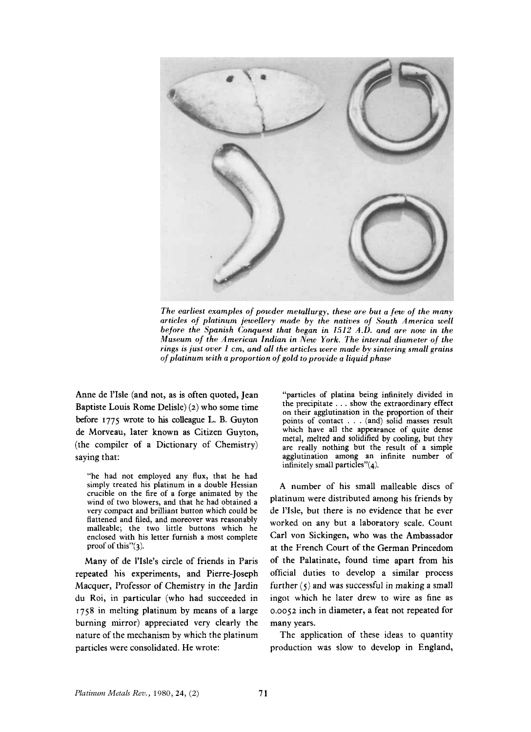*The earliest examples of powder metallurgy, these are but a few of the many articles of platinum jewellery made by the natives of South America well before the Spanish Conquest that began in 1512 A.D. and are now in the Museum of the American Indian in New York. The internal diameter of the rings is just over 1 cm, and all the articles were made by sintering small grains of platinum with a proportion of gold to provide a liquid phase*

Anne de l'Isle (and not, as is often quoted, Jean Baptiste Louis Rome Delisle) (2) who some time before 1775 wrote to his colleague L. B. Guyton de Morveau, later known as Citizen Guyton, (the compiler of a Dictionary of Chemistry) saying that:

> "he had not employed any flux, that he had simply treated his platinum in a double Hessian crucible on the fire of a forge animated by the wind of two blowers, and that he had obtained a very compact and brilliant button which could be flattened and filed, and moreover was reasonably malleable; the two little buttons which he enclosed with his letter furnish a most complete proof of this"(3).

Many of de l'Isle's circle of friends in Paris repeated his experiments, and Pierre-Joseph Macquer, Professor of Chemistry in the Jardin du Roi, in particular (who had succeeded in 1758 in melting platinum by means of a large burning mirror) appreciated very clearly the nature of the mechanism by which the platinum particles were consolidated. He wrote:

> "particles of platina being infinitely divided in the precipitate . . . show the extraordinary effect on their agglutination in the proportion of their points of contact . . . (and) solid masses result which have all the appearance of quite dense metal, melted and solidified by cooling, but they are really nothing but the result of a simple agglutination among an infinite number of infinitely small particles"(4).

A number of his small malleable discs of platinum were distributed among his friends by de l'Isle, but there is no evidence that he ever worked on any but a laboratory scale. Count Carl von Sickingen, who was the Ambassador at the French Court of the German Princedom of the Palatinate, found time apart from his official duties to develop a similar process further (5) and was successful in making a small ingot which he later drew to wire as fine as 0.0052 inch in diameter, a feat not repeated for many years.

The application of these ideas to quantity production was slow to develop in England,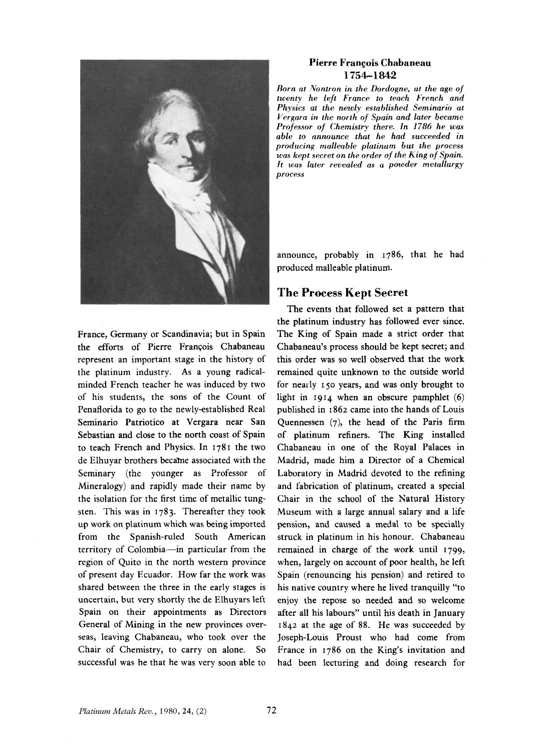**Pierre François Chabaneau**
**1754–1842**

*Born at Nontron in the Dordogne, at the age of twenty he left France to teach French and Physics at the newly established Seminario at Vergara in the north of Spain and later became Professor of Chemistry there. In 1786 he was able to announce that he had succeeded in producing malleable platinum but the process was kept secret on the order of the King of Spain. It was later revealed as a powder metallurgy process*

France, Germany or Scandinavia; but in Spain the efforts of Pierre François Chabaneau represent an important stage in the history of the platinum industry. As a young radical-minded French teacher he was induced by two of his students, the sons of the Count of Penaflorida to go to the newly-established Real Seminario Patriotico at Vergara near San Sebastian and close to the north coast of Spain to teach French and Physics. In 1781 the two de Elhuyar brothers became associated with the Seminary (the younger as Professor of Mineralogy) and rapidly made their name by the isolation for the first time of metallic tungsten. This was in 1783. Thereafter they took up work on platinum which was being imported from the Spanish-ruled South American territory of Colombia—in particular from the region of Quito in the north western province of present day Ecuador. How far the work was shared between the three in the early stages is uncertain, but very shortly the de Elhuyars left Spain on their appointments as Directors General of Mining in the new provinces overseas, leaving Chabaneau, who took over the Chair of Chemistry, to carry on alone. So successful was he that he was very soon able to announce, probably in 1786, that he had produced malleable platinum.

## The Process Kept Secret

The events that followed set a pattern that the platinum industry has followed ever since. The King of Spain made a strict order that Chabaneau's process should be kept secret; and this order was so well observed that the work remained quite unknown to the outside world for nearly 150 years, and was only brought to light in 1914 when an obscure pamphlet (6) published in 1862 came into the hands of Louis Quennessen (7), the head of the Paris firm of platinum refiners. The King installed Chabaneau in one of the Royal Palaces in Madrid, made him a Director of a Chemical Laboratory in Madrid devoted to the refining and fabrication of platinum, created a special Chair in the school of the Natural History Museum with a large annual salary and a life pension, and caused a medal to be specially struck in platinum in his honour. Chabaneau remained in charge of the work until 1799, when, largely on account of poor health, he left Spain (renouncing his pension) and retired to his native country where he lived tranquilly "to enjoy the repose so needed and so welcome after all his labours" until his death in January 1842 at the age of 88. He was succeeded by Joseph-Louis Proust who had come from France in 1786 on the King's invitation and had been lecturing and doing research for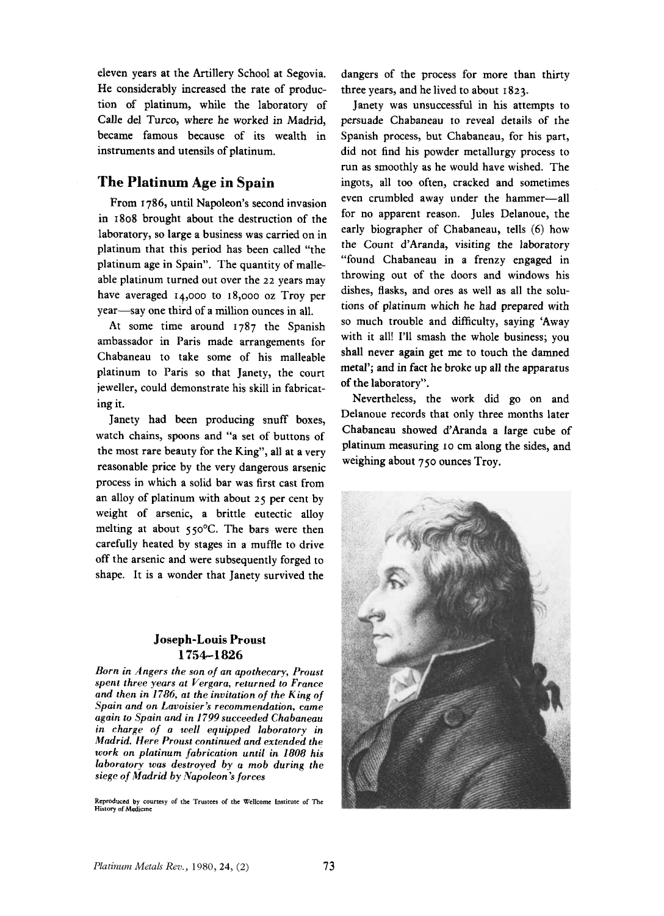eleven years at the Artillery School at Segovia. He considerably increased the rate of production of platinum, while the laboratory of Calle del Turco, where he worked in Madrid, became famous because of its wealth in instruments and utensils of platinum.

## The Platinum Age in Spain

From 1786, until Napoleon's second invasion in 1808 brought about the destruction of the laboratory, so large a business was carried on in platinum that this period has been called "the platinum age in Spain". The quantity of malleable platinum turned out over the 22 years may have averaged 14,000 to 18,000 oz Troy per year—say one third of a million ounces in all.

At some time around 1787 the Spanish ambassador in Paris made arrangements for Chabaneau to take some of his malleable platinum to Paris so that Janety, the court jeweller, could demonstrate his skill in fabricating it.

Janety had been producing snuff boxes, watch chains, spoons and "a set of buttons of the most rare beauty for the King", all at a very reasonable price by the very dangerous arsenic process in which a solid bar was first cast from an alloy of platinum with about 25 per cent by weight of arsenic, a brittle eutectic alloy melting at about 550°C. The bars were then carefully heated by stages in a muffle to drive off the arsenic and were subsequently forged to shape. It is a wonder that Janety survived the dangers of the process for more than thirty three years, and he lived to about 1823.

Janety was unsuccessful in his attempts to persuade Chabaneau to reveal details of the Spanish process, but Chabaneau, for his part, did not find his powder metallurgy process to run as smoothly as he would have wished. The ingots, all too often, cracked and sometimes even crumbled away under the hammer—all for no apparent reason. Jules Delanoue, the early biographer of Chabaneau, tells (6) how the Count d'Aranda, visiting the laboratory "found Chabaneau in a frenzy engaged in throwing out of the doors and windows his dishes, flasks, and ores as well as all the solutions of platinum which he had prepared with so much trouble and difficulty, saying 'Away with it all! I'll smash the whole business; you shall never again get me to touch the damned metal'; and in fact he broke up all the apparatus of the laboratory".

Nevertheless, the work did go on and Delanoue records that only three months later Chabaneau showed d'Aranda a large cube of platinum measuring 10 cm along the sides, and weighing about 750 ounces Troy.

**Joseph-Louis Proust**
**1754–1826**

*Born in Angers the son of an apothecary, Proust spent three years at Vergara, returned to France and then in 1786, at the invitation of the King of Spain and on Lavoisier's recommendation, came again to Spain and in 1799 succeeded Chabaneau in charge of a well equipped laboratory in Madrid. Here Proust continued and extended the work on platinum fabrication until in 1808 his laboratory was destroyed by a mob during the siege of Madrid by Napoleon's forces*

Reproduced by courtesy of the Trustees of the Wellcome Institute of The History of Medicine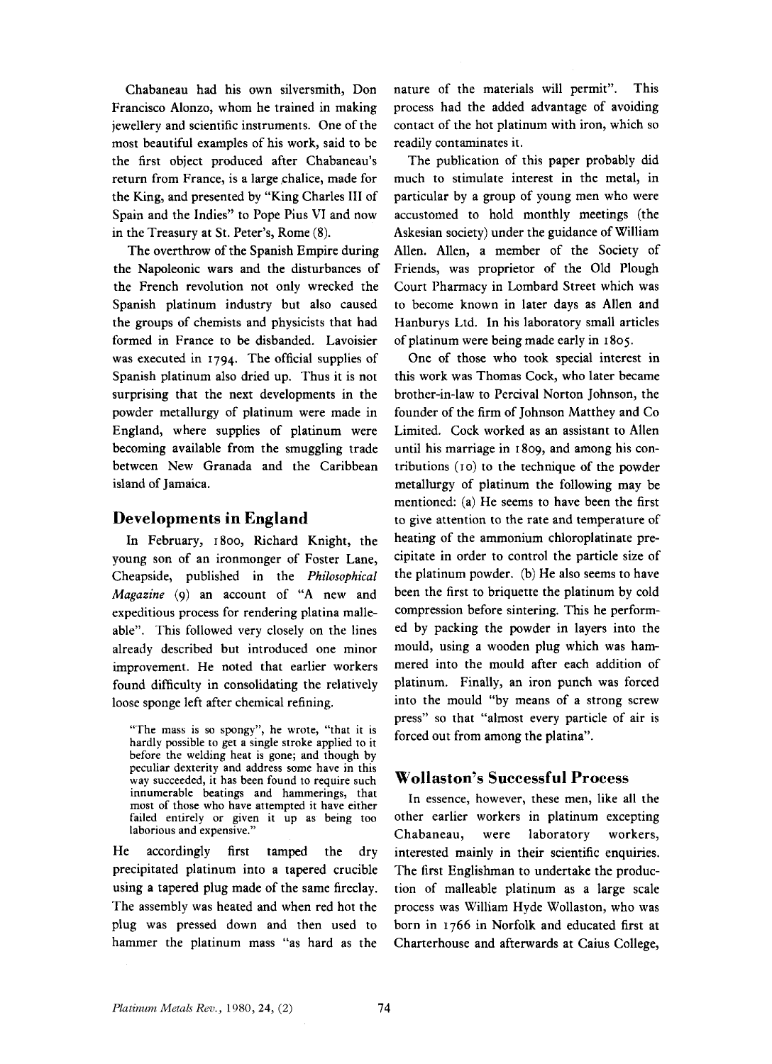Chabaneau had his own silversmith, Don Francisco Alonzo, whom he trained in making jewellery and scientific instruments. One of the most beautiful examples of his work, said to be the first object produced after Chabaneau's return from France, is a large chalice, made for the King, and presented by "King Charles III of Spain and the Indies" to Pope Pius VI and now in the Treasury at St. Peter's, Rome (8).

The overthrow of the Spanish Empire during the Napoleonic wars and the disturbances of the French revolution not only wrecked the Spanish platinum industry but also caused the groups of chemists and physicists that had formed in France to be disbanded. Lavoisier was executed in 1794. The official supplies of Spanish platinum also dried up. Thus it is not surprising that the next developments in the powder metallurgy of platinum were made in England, where supplies of platinum were becoming available from the smuggling trade between New Granada and the Caribbean island of Jamaica.

## Developments in England

In February, 1800, Richard Knight, the young son of an ironmonger of Foster Lane, Cheapside, published in the *Philosophical Magazine* (9) an account of "A new and expeditious process for rendering platina malleable". This followed very closely on the lines already described but introduced one minor improvement. He noted that earlier workers found difficulty in consolidating the relatively loose sponge left after chemical refining.

> "The mass is so spongy", he wrote, "that it is hardly possible to get a single stroke applied to it before the welding heat is gone; and though by peculiar dexterity and address some have in this way succeeded, it has been found to require such innumerable beatings and hammerings, that most of those who have attempted it have either failed entirely or given it up as being too laborious and expensive."

He accordingly first tamped the dry precipitated platinum into a tapered crucible using a tapered plug made of the same fireclay. The assembly was heated and when red hot the plug was pressed down and then used to hammer the platinum mass "as hard as the nature of the materials will permit". This process had the added advantage of avoiding contact of the hot platinum with iron, which so readily contaminates it.

The publication of this paper probably did much to stimulate interest in the metal, in particular by a group of young men who were accustomed to hold monthly meetings (the Askesian society) under the guidance of William Allen. Allen, a member of the Society of Friends, was proprietor of the Old Plough Court Pharmacy in Lombard Street which was to become known in later days as Allen and Hanburys Ltd. In his laboratory small articles of platinum were being made early in 1805.

One of those who took special interest in this work was Thomas Cock, who later became brother-in-law to Percival Norton Johnson, the founder of the firm of Johnson Matthey and Co Limited. Cock worked as an assistant to Allen until his marriage in 1809, and among his contributions (10) to the technique of the powder metallurgy of platinum the following may be mentioned: (a) He seems to have been the first to give attention to the rate and temperature of heating of the ammonium chloroplatinate precipitate in order to control the particle size of the platinum powder. (b) He also seems to have been the first to briquette the platinum by cold compression before sintering. This he performed by packing the powder in layers into the mould, using a wooden plug which was hammered into the mould after each addition of platinum. Finally, an iron punch was forced into the mould "by means of a strong screw press" so that "almost every particle of air is forced out from among the platina".

## Wollaston's Successful Process

In essence, however, these men, like all the other earlier workers in platinum excepting Chabaneau, were laboratory workers, interested mainly in their scientific enquiries. The first Englishman to undertake the production of malleable platinum as a large scale process was William Hyde Wollaston, who was born in 1766 in Norfolk and educated first at Charterhouse and afterwards at Caius College,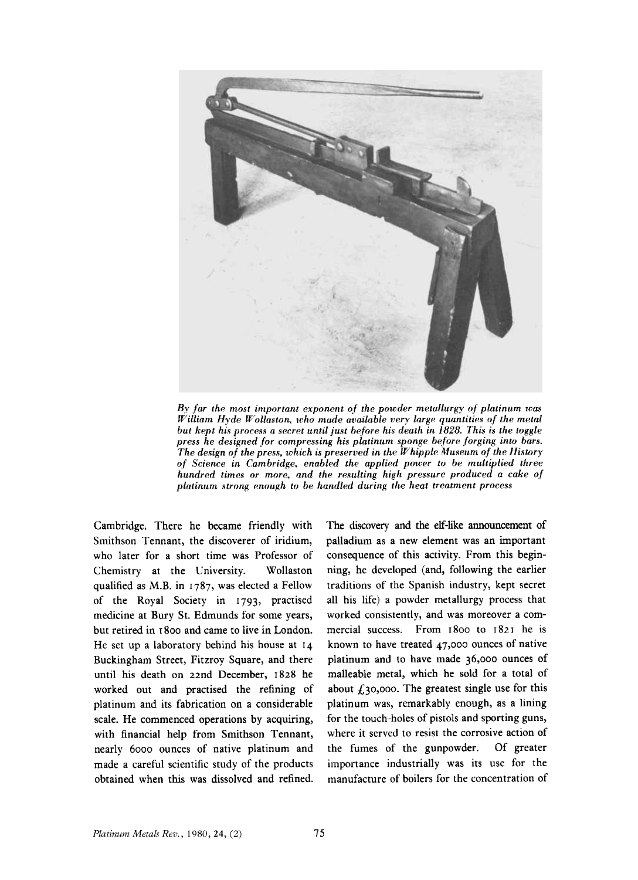*By far the most important exponent of the powder metallurgy of platinum was William Hyde Wollaston, who made available very large quantities of the metal but kept his process a secret until just before his death in 1828. This is the toggle press he designed for compressing his platinum sponge before forging into bars. The design of the press, which is preserved in the Whipple Museum of the History of Science in Cambridge, enabled the applied power to be multiplied three hundred times or more, and the resulting high pressure produced a cake of platinum strong enough to be handled during the heat treatment process*

Cambridge. There he became friendly with Smithson Tennant, the discoverer of iridium, who later for a short time was Professor of Chemistry at the University. Wollaston qualified as M.B. in 1787, was elected a Fellow of the Royal Society in 1793, practised medicine at Bury St. Edmunds for some years, but retired in 1800 and came to live in London. He set up a laboratory behind his house at 14 Buckingham Street, Fitzroy Square, and there until his death on 22nd December, 1828 he worked out and practised the refining of platinum and its fabrication on a considerable scale. He commenced operations by acquiring, with financial help from Smithson Tennant, nearly 6000 ounces of native platinum and made a careful scientific study of the products obtained when this was dissolved and refined. The discovery and the elf-like announcement of palladium as a new element was an important consequence of this activity. From this beginning, he developed (and, following the earlier traditions of the Spanish industry, kept secret all his life) a powder metallurgy process that worked consistently, and was moreover a commercial success. From 1800 to 1821 he is known to have treated 47,000 ounces of native platinum and to have made 36,000 ounces of malleable metal, which he sold for a total of about £30,000. The greatest single use for this platinum was, remarkably enough, as a lining for the touch-holes of pistols and sporting guns, where it served to resist the corrosive action of the fumes of the gunpowder. Of greater importance industrially was its use for the manufacture of boilers for the concentration of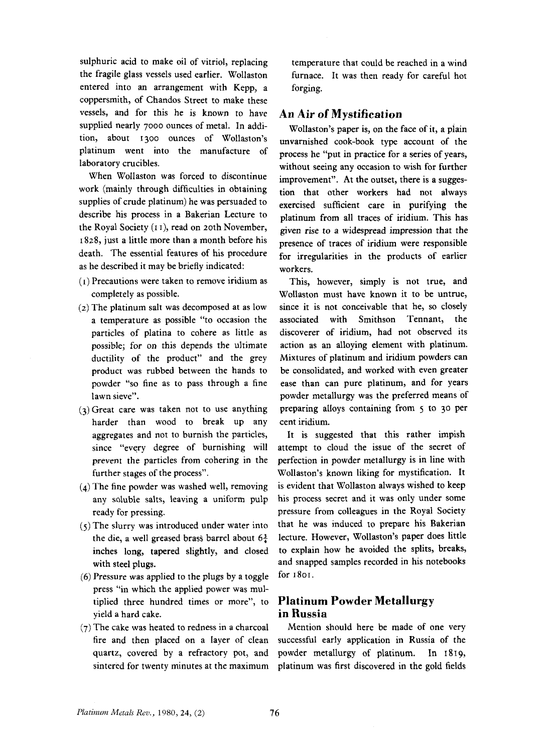sulphuric acid to make oil of vitriol, replacing the fragile glass vessels used earlier. Wollaston entered into an arrangement with Kepp, a coppersmith, of Chandos Street to make these vessels, and for this he is known to have supplied nearly 7000 ounces of metal. In addition, about 1300 ounces of Wollaston's platinum went into the manufacture of laboratory crucibles.

When Wollaston was forced to discontinue work (mainly through difficulties in obtaining supplies of crude platinum) he was persuaded to describe his process in a Bakerian Lecture to the Royal Society (11), read on 20th November, 1828, just a little more than a month before his death. The essential features of his procedure as he described it may be briefly indicated:

(1) Precautions were taken to remove iridium as completely as possible.

(2) The platinum salt was decomposed at as low a temperature as possible "to occasion the particles of platina to cohere as little as possible; for on this depends the ultimate ductility of the product" and the grey product was rubbed between the hands to powder "so fine as to pass through a fine lawn sieve".

(3) Great care was taken not to use anything harder than wood to break up any aggregates and not to burnish the particles, since "every degree of burnishing will prevent the particles from cohering in the further stages of the process".

(4) The fine powder was washed well, removing any soluble salts, leaving a uniform pulp ready for pressing.

(5) The slurry was introduced under water into the die, a well greased brass barrel about 6¾ inches long, tapered slightly, and closed with steel plugs.

(6) Pressure was applied to the plugs by a toggle press "in which the applied power was multiplied three hundred times or more", to yield a hard cake.

(7) The cake was heated to redness in a charcoal fire and then placed on a layer of clean quartz, covered by a refractory pot, and sintered for twenty minutes at the maximum temperature that could be reached in a wind furnace. It was then ready for careful hot forging.

## An Air of Mystification

Wollaston's paper is, on the face of it, a plain unvarnished cook-book type account of the process he "put in practice for a series of years, without seeing any occasion to wish for further improvement". At the outset, there is a suggestion that other workers had not always exercised sufficient care in purifying the platinum from all traces of iridium. This has given rise to a widespread impression that the presence of traces of iridium were responsible for irregularities in the products of earlier workers.

This, however, simply is not true, and Wollaston must have known it to be untrue, since it is not conceivable that he, so closely associated with Smithson Tennant, the discoverer of iridium, had not observed its action as an alloying element with platinum. Mixtures of platinum and iridium powders can be consolidated, and worked with even greater ease than can pure platinum, and for years powder metallurgy was the preferred means of preparing alloys containing from 5 to 30 per cent iridium.

It is suggested that this rather impish attempt to cloud the issue of the secret of perfection in powder metallurgy is in line with Wollaston's known liking for mystification. It is evident that Wollaston always wished to keep his process secret and it was only under some pressure from colleagues in the Royal Society that he was induced to prepare his Bakerian lecture. However, Wollaston's paper does little to explain how he avoided the splits, breaks, and snapped samples recorded in his notebooks for 1801.

## Platinum Powder Metallurgy in Russia

Mention should here be made of one very successful early application in Russia of the powder metallurgy of platinum. In 1819, platinum was first discovered in the gold fields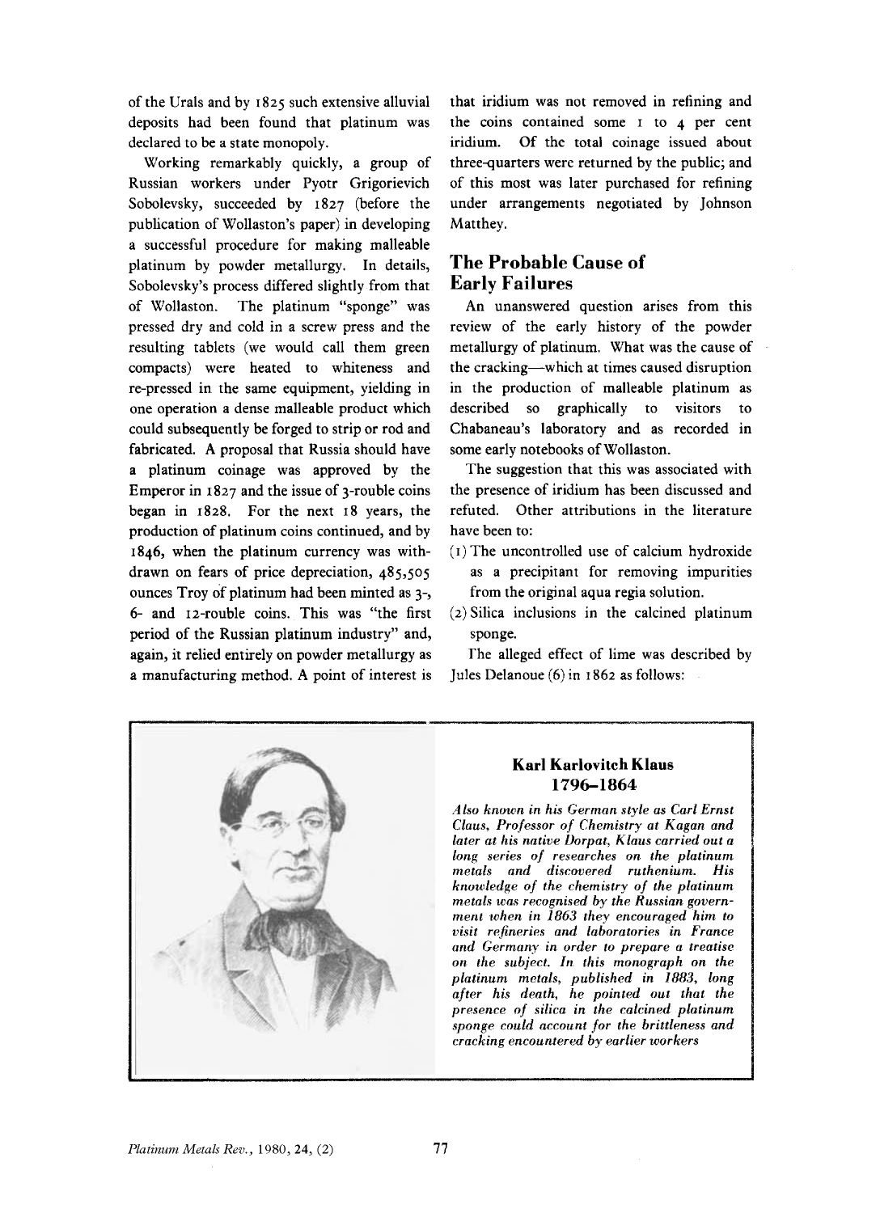of the Urals and by 1825 such extensive alluvial deposits had been found that platinum was declared to be a state monopoly.

Working remarkably quickly, a group of Russian workers under Pyotr Grigorievich Sobolevsky, succeeded by 1827 (before the publication of Wollaston's paper) in developing a successful procedure for making malleable platinum by powder metallurgy. In details, Sobolevsky's process differed slightly from that of Wollaston. The platinum "sponge" was pressed dry and cold in a screw press and the resulting tablets (we would call them green compacts) were heated to whiteness and re-pressed in the same equipment, yielding in one operation a dense malleable product which could subsequently be forged to strip or rod and fabricated. A proposal that Russia should have a platinum coinage was approved by the Emperor in 1827 and the issue of 3-rouble coins began in 1828. For the next 18 years, the production of platinum coins continued, and by 1846, when the platinum currency was withdrawn on fears of price depreciation, 485,505 ounces Troy of platinum had been minted as 3-, 6- and 12-rouble coins. This was "the first period of the Russian platinum industry" and, again, it relied entirely on powder metallurgy as a manufacturing method. A point of interest is that iridium was not removed in refining and the coins contained some 1 to 4 per cent iridium. Of the total coinage issued about three-quarters were returned by the public; and of this most was later purchased for refining under arrangements negotiated by Johnson Matthey.

## The Probable Cause of Early Failures

An unanswered question arises from this review of the early history of the powder metallurgy of platinum. What was the cause of the cracking—which at times caused disruption in the production of malleable platinum as described so graphically to visitors to Chabaneau's laboratory and as recorded in some early notebooks of Wollaston.

The suggestion that this was associated with the presence of iridium has been discussed and refuted. Other attributions in the literature have been to:

(1) The uncontrolled use of calcium hydroxide as a precipitant for removing impurities from the original aqua regia solution.

(2) Silica inclusions in the calcined platinum sponge.

The alleged effect of lime was described by Jules Delanoue (6) in 1862 as follows:

**Karl Karlovitch Klaus**
**1796–1864**

*Also known in his German style as Carl Ernst Claus, Professor of Chemistry at Kagan and later at his native Dorpat, Klaus carried out a long series of researches on the platinum metals and discovered ruthenium. His knowledge of the chemistry of the platinum metals was recognised by the Russian government when in 1863 they encouraged him to visit refineries and laboratories in France and Germany in order to prepare a treatise on the subject. In this monograph on the platinum metals, published in 1883, long after his death, he pointed out that the presence of silica in the calcined platinum sponge could account for the brittleness and cracking encountered by earlier workers*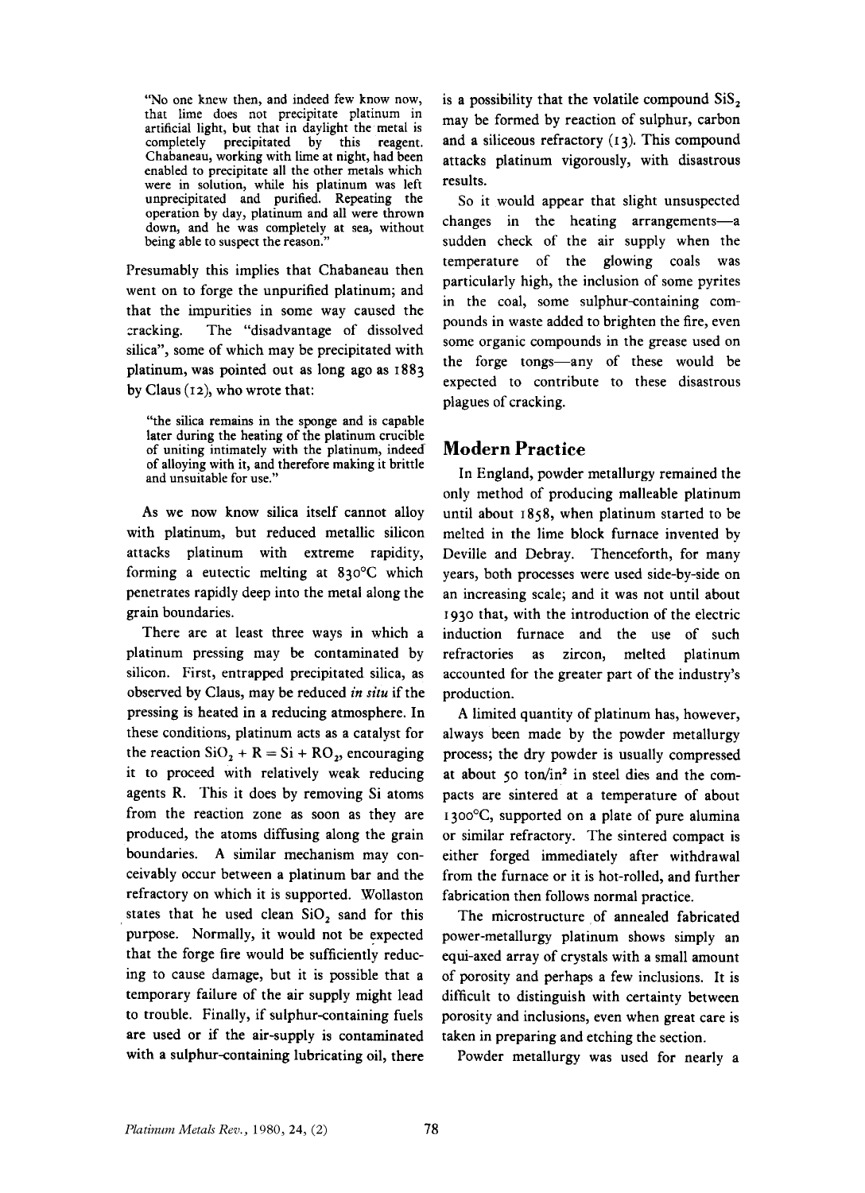> "No one knew then, and indeed few know now, that lime does not precipitate platinum in artificial light, but that in daylight the metal is completely precipitated by this reagent. Chabaneau, working with lime at night, had been enabled to precipitate all the other metals which were in solution, while his platinum was left unprecipitated and purified. Repeating the operation by day, platinum and all were thrown down, and he was completely at sea, without being able to suspect the reason."

Presumably this implies that Chabaneau then went on to forge the unpurified platinum; and that the impurities in some way caused the cracking. The "disadvantage of dissolved silica", some of which may be precipitated with platinum, was pointed out as long ago as 1883 by Claus (12), who wrote that:

> "the silica remains in the sponge and is capable later during the heating of the platinum crucible of uniting intimately with the platinum, indeed of alloying with it, and therefore making it brittle and unsuitable for use."

As we now know silica itself cannot alloy with platinum, but reduced metallic silicon attacks platinum with extreme rapidity, forming a eutectic melting at 830°C which penetrates rapidly deep into the metal along the grain boundaries.

There are at least three ways in which a platinum pressing may be contaminated by silicon. First, entrapped precipitated silica, as observed by Claus, may be reduced *in situ* if the pressing is heated in a reducing atmosphere. In these conditions, platinum acts as a catalyst for the reaction $SiO_2 + R = Si + RO_2$, encouraging it to proceed with relatively weak reducing agents R. This it does by removing Si atoms from the reaction zone as soon as they are produced, the atoms diffusing along the grain boundaries. A similar mechanism may conceivably occur between a platinum bar and the refractory on which it is supported. Wollaston states that he used clean $SiO_2$ sand for this purpose. Normally, it would not be expected that the forge fire would be sufficiently reducing to cause damage, but it is possible that a temporary failure of the air supply might lead to trouble. Finally, if sulphur-containing fuels are used or if the air-supply is contaminated with a sulphur-containing lubricating oil, there is a possibility that the volatile compound $SiS_2$ may be formed by reaction of sulphur, carbon and a siliceous refractory (13). This compound attacks platinum vigorously, with disastrous results.

So it would appear that slight unsuspected changes in the heating arrangements—a sudden check of the air supply when the temperature of the glowing coals was particularly high, the inclusion of some pyrites in the coal, some sulphur-containing compounds in waste added to brighten the fire, even some organic compounds in the grease used on the forge tongs—any of these would be expected to contribute to these disastrous plagues of cracking.

## Modern Practice

In England, powder metallurgy remained the only method of producing malleable platinum until about 1858, when platinum started to be melted in the lime block furnace invented by Deville and Debray. Thenceforth, for many years, both processes were used side-by-side on an increasing scale; and it was not until about 1930 that, with the introduction of the electric induction furnace and the use of such refractories as zircon, melted platinum accounted for the greater part of the industry's production.

A limited quantity of platinum has, however, always been made by the powder metallurgy process; the dry powder is usually compressed at about 50 ton/in$^2$ in steel dies and the compacts are sintered at a temperature of about 1300°C, supported on a plate of pure alumina or similar refractory. The sintered compact is either forged immediately after withdrawal from the furnace or it is hot-rolled, and further fabrication then follows normal practice.

The microstructure of annealed fabricated power-metallurgy platinum shows simply an equi-axed array of crystals with a small amount of porosity and perhaps a few inclusions. It is difficult to distinguish with certainty between porosity and inclusions, even when great care is taken in preparing and etching the section.

Powder metallurgy was used for nearly a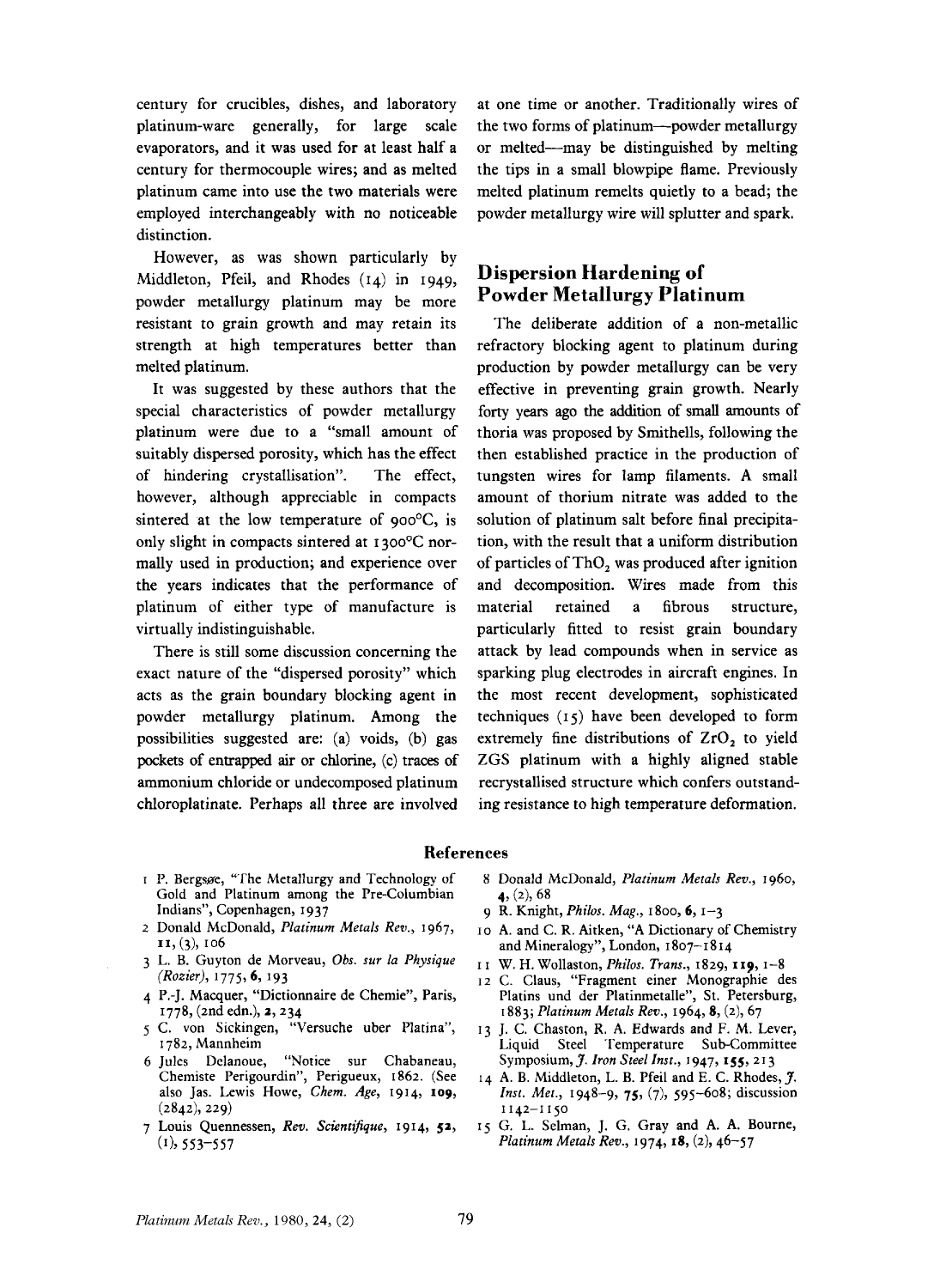century for crucibles, dishes, and laboratory platinum-ware generally, for large scale evaporators, and it was used for at least half a century for thermocouple wires; and as melted platinum came into use the two materials were employed interchangeably with no noticeable distinction.

However, as was shown particularly by Middleton, Pfeil, and Rhodes (14) in 1949, powder metallurgy platinum may be more resistant to grain growth and may retain its strength at high temperatures better than melted platinum.

It was suggested by these authors that the special characteristics of powder metallurgy platinum were due to a "small amount of suitably dispersed porosity, which has the effect of hindering crystallisation". The effect, however, although appreciable in compacts sintered at the low temperature of 900°C, is only slight in compacts sintered at 1300°C normally used in production; and experience over the years indicates that the performance of platinum of either type of manufacture is virtually indistinguishable.

There is still some discussion concerning the exact nature of the "dispersed porosity" which acts as the grain boundary blocking agent in powder metallurgy platinum. Among the possibilities suggested are: (a) voids, (b) gas pockets of entrapped air or chlorine, (c) traces of ammonium chloride or undecomposed platinum chloroplatinate. Perhaps all three are involved at one time or another. Traditionally wires of the two forms of platinum—powder metallurgy or melted—may be distinguished by melting the tips in a small blowpipe flame. Previously melted platinum remelts quietly to a bead; the powder metallurgy wire will splutter and spark.

## Dispersion Hardening of Powder Metallurgy Platinum

The deliberate addition of a non-metallic refractory blocking agent to platinum during production by powder metallurgy can be very effective in preventing grain growth. Nearly forty years ago the addition of small amounts of thoria was proposed by Smithells, following the then established practice in the production of tungsten wires for lamp filaments. A small amount of thorium nitrate was added to the solution of platinum salt before final precipitation, with the result that a uniform distribution of particles of $ThO_2$ was produced after ignition and decomposition. Wires made from this material retained a fibrous structure, particularly fitted to resist grain boundary attack by lead compounds when in service as sparking plug electrodes in aircraft engines. In the most recent development, sophisticated techniques (15) have been developed to form extremely fine distributions of $ZrO_2$ to yield ZGS platinum with a highly aligned stable recrystallised structure which confers outstanding resistance to high temperature deformation.

### References

1. P. Bergsøe, "The Metallurgy and Technology of Gold and Platinum among the Pre-Columbian Indians", Copenhagen, 1937
2. Donald McDonald, *Platinum Metals Rev.*, 1967, **11**, (3), 106
3. L. B. Guyton de Morveau, *Obs. sur la Physique (Rozier)*, 1775, **6**, 193
4. P.-J. Macquer, "Dictionnaire de Chemie", Paris, 1778, (2nd edn.), **2**, 234
5. C. von Sickingen, "Versuche uber Platina", 1782, Mannheim
6. Jules Delanoue, "Notice sur Chabaneau, Chemiste Perigourdin", Perigueux, 1862. (See also Jas. Lewis Howe, *Chem. Age*, 1914, **109**, (2842), 229)
7. Louis Quennessen, *Rev. Scientifique*, 1914, **52**, (1), 553–557
8. Donald McDonald, *Platinum Metals Rev.*, 1960, **4**, (2), 68
9. R. Knight, *Philos. Mag.*, 1800, **6**, 1–3
10. A. and C. R. Aitken, "A Dictionary of Chemistry and Mineralogy", London, 1807–1814
11. W. H. Wollaston, *Philos. Trans.*, 1829, **119**, 1–8
12. C. Claus, "Fragment einer Monographie des Platins und der Platinmetalle", St. Petersburg, 1883; *Platinum Metals Rev.*, 1964, **8**, (2), 67
13. J. C. Chaston, R. A. Edwards and F. M. Lever, Liquid Steel Temperature Sub-Committee Symposium, *J. Iron Steel Inst.*, 1947, **155**, 213
14. A. B. Middleton, L. B. Pfeil and E. C. Rhodes, *J. Inst. Met.*, 1948–9, **75**, (7), 595–608; discussion 1142–1150
15. G. L. Selman, J. G. Gray and A. A. Bourne, *Platinum Metals Rev.*, 1974, **18**, (2), 46–57